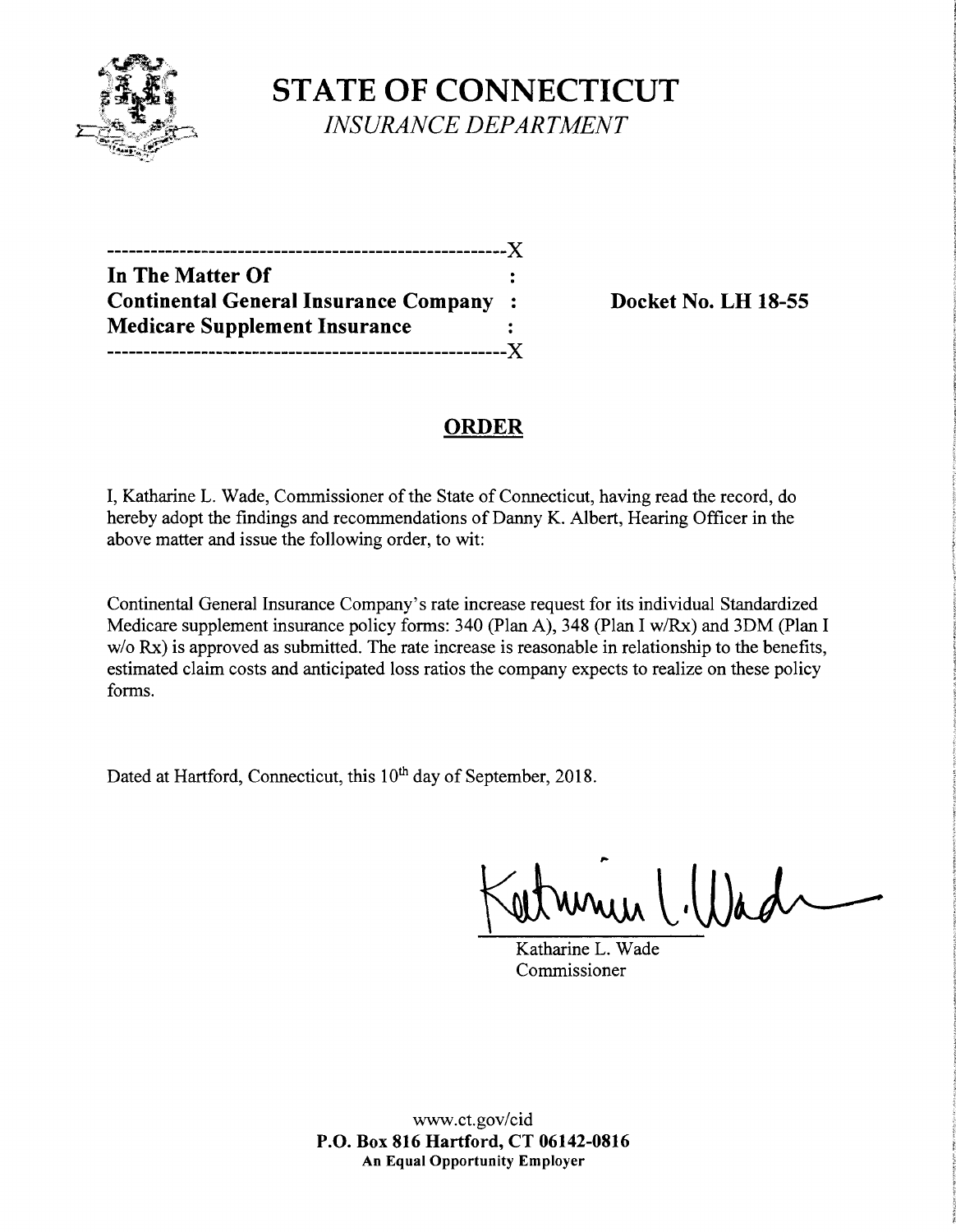# STATE OF CONNECTICUT

*INSURANCE DEPARTMENT*

---------------------------------------------------------X
**In The Matter Of** :
**Continental General Insurance Company** :
**Medicare Supplement Insurance** :
---------------------------------------------------------X

**Docket No. LH 18-55**

## ORDER

I, Katharine L. Wade, Commissioner of the State of Connecticut, having read the record, do hereby adopt the findings and recommendations of Danny K. Albert, Hearing Officer in the above matter and issue the following order, to wit:

Continental General Insurance Company's rate increase request for its individual Standardized Medicare supplement insurance policy forms: 340 (Plan A), 348 (Plan I w/Rx) and 3DM (Plan I w/o Rx) is approved as submitted. The rate increase is reasonable in relationship to the benefits, estimated claim costs and anticipated loss ratios the company expects to realize on these policy forms.

Dated at Hartford, Connecticut, this 10th day of September, 2018.

Katharine L. Wade
Commissioner

www.ct.gov/cid
**P.O. Box 816 Hartford, CT 06142-0816**
**An Equal Opportunity Employer**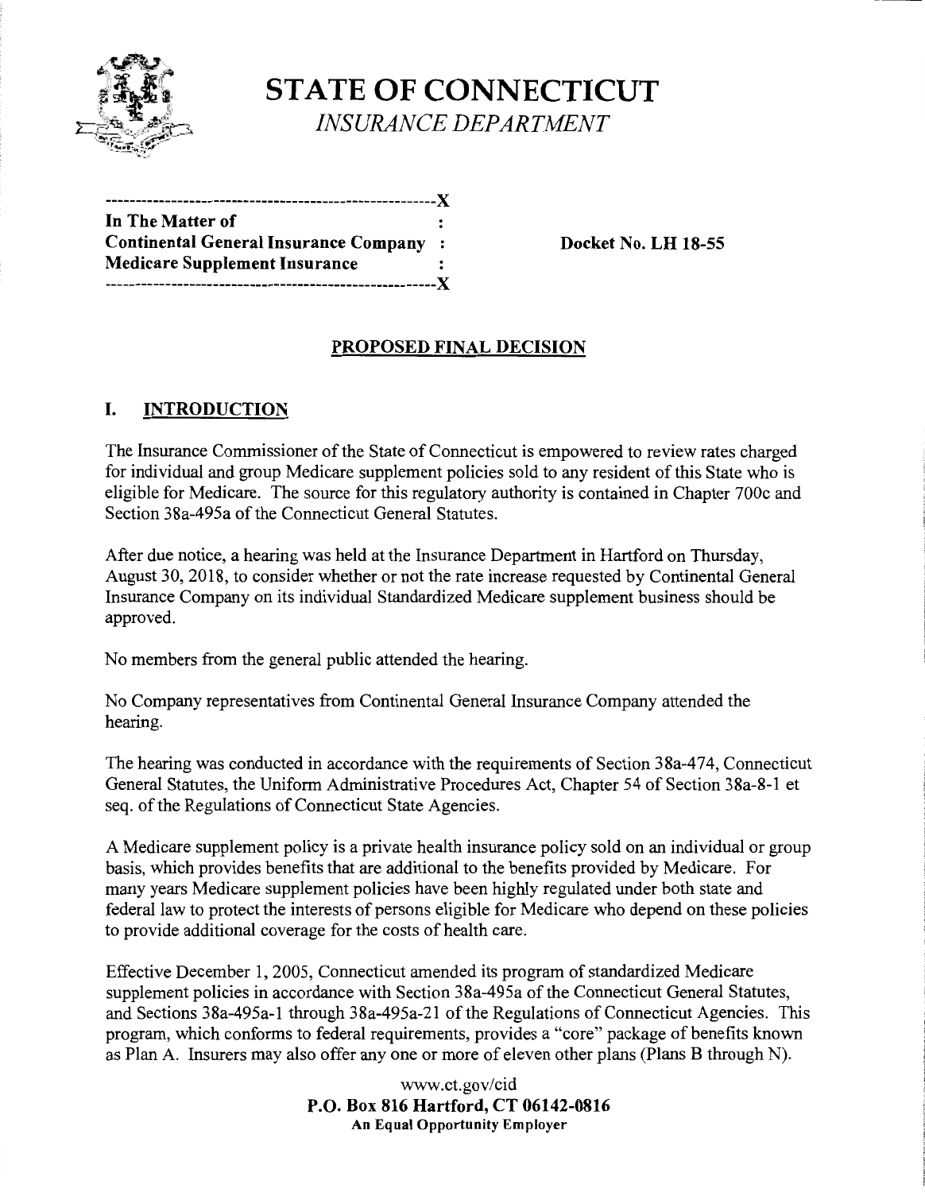# STATE OF CONNECTICUT
*INSURANCE DEPARTMENT*

```
------------------------------------------------------X
In The Matter of                                      :
Continental General Insurance Company                 :
Medicare Supplement Insurance                         :
------------------------------------------------------X
```

**Docket No. LH 18-55**

## PROPOSED FINAL DECISION

## I. INTRODUCTION

The Insurance Commissioner of the State of Connecticut is empowered to review rates charged for individual and group Medicare supplement policies sold to any resident of this State who is eligible for Medicare. The source for this regulatory authority is contained in Chapter 700c and Section 38a-495a of the Connecticut General Statutes.

After due notice, a hearing was held at the Insurance Department in Hartford on Thursday, August 30, 2018, to consider whether or not the rate increase requested by Continental General Insurance Company on its individual Standardized Medicare supplement business should be approved.

No members from the general public attended the hearing.

No Company representatives from Continental General Insurance Company attended the hearing.

The hearing was conducted in accordance with the requirements of Section 38a-474, Connecticut General Statutes, the Uniform Administrative Procedures Act, Chapter 54 of Section 38a-8-1 et seq. of the Regulations of Connecticut State Agencies.

A Medicare supplement policy is a private health insurance policy sold on an individual or group basis, which provides benefits that are additional to the benefits provided by Medicare. For many years Medicare supplement policies have been highly regulated under both state and federal law to protect the interests of persons eligible for Medicare who depend on these policies to provide additional coverage for the costs of health care.

Effective December 1, 2005, Connecticut amended its program of standardized Medicare supplement policies in accordance with Section 38a-495a of the Connecticut General Statutes, and Sections 38a-495a-1 through 38a-495a-21 of the Regulations of Connecticut Agencies. This program, which conforms to federal requirements, provides a "core" package of benefits known as Plan A. Insurers may also offer any one or more of eleven other plans (Plans B through N).

www.ct.gov/cid
**P.O. Box 816 Hartford, CT 06142-0816**
**An Equal Opportunity Employer**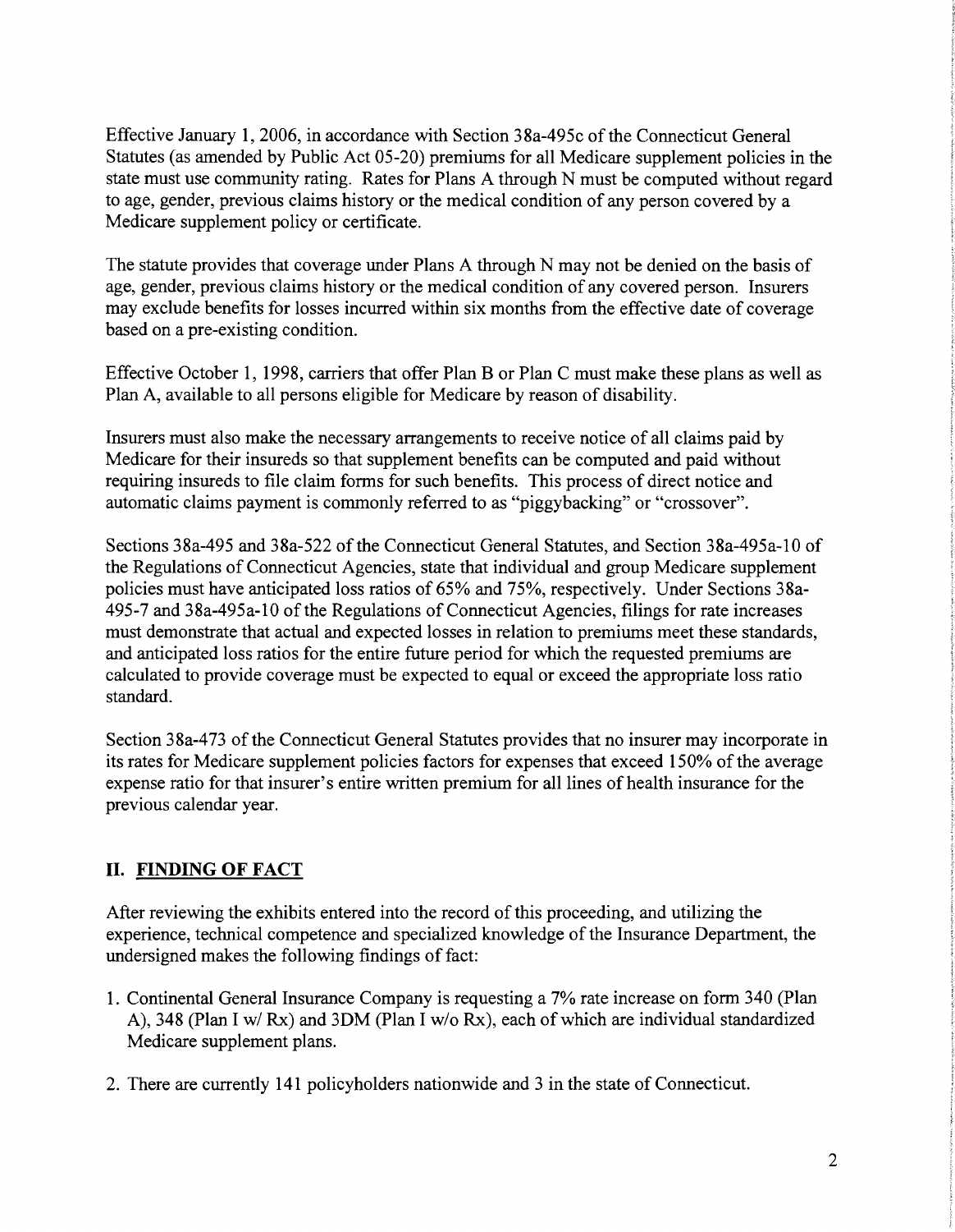Effective January 1, 2006, in accordance with Section 38a-495c of the Connecticut General Statutes (as amended by Public Act 05-20) premiums for all Medicare supplement policies in the state must use community rating. Rates for Plans A through N must be computed without regard to age, gender, previous claims history or the medical condition of any person covered by a Medicare supplement policy or certificate.

The statute provides that coverage under Plans A through N may not be denied on the basis of age, gender, previous claims history or the medical condition of any covered person. Insurers may exclude benefits for losses incurred within six months from the effective date of coverage based on a pre-existing condition.

Effective October 1, 1998, carriers that offer Plan B or Plan C must make these plans as well as Plan A, available to all persons eligible for Medicare by reason of disability.

Insurers must also make the necessary arrangements to receive notice of all claims paid by Medicare for their insureds so that supplement benefits can be computed and paid without requiring insureds to file claim forms for such benefits. This process of direct notice and automatic claims payment is commonly referred to as "piggybacking" or "crossover".

Sections 38a-495 and 38a-522 of the Connecticut General Statutes, and Section 38a-495a-10 of the Regulations of Connecticut Agencies, state that individual and group Medicare supplement policies must have anticipated loss ratios of 65% and 75%, respectively. Under Sections 38a-495-7 and 38a-495a-10 of the Regulations of Connecticut Agencies, filings for rate increases must demonstrate that actual and expected losses in relation to premiums meet these standards, and anticipated loss ratios for the entire future period for which the requested premiums are calculated to provide coverage must be expected to equal or exceed the appropriate loss ratio standard.

Section 38a-473 of the Connecticut General Statutes provides that no insurer may incorporate in its rates for Medicare supplement policies factors for expenses that exceed 150% of the average expense ratio for that insurer's entire written premium for all lines of health insurance for the previous calendar year.

## II. FINDING OF FACT

After reviewing the exhibits entered into the record of this proceeding, and utilizing the experience, technical competence and specialized knowledge of the Insurance Department, the undersigned makes the following findings of fact:

1. Continental General Insurance Company is requesting a 7% rate increase on form 340 (Plan A), 348 (Plan I w/ Rx) and 3DM (Plan I w/o Rx), each of which are individual standardized Medicare supplement plans.
2. There are currently 141 policyholders nationwide and 3 in the state of Connecticut.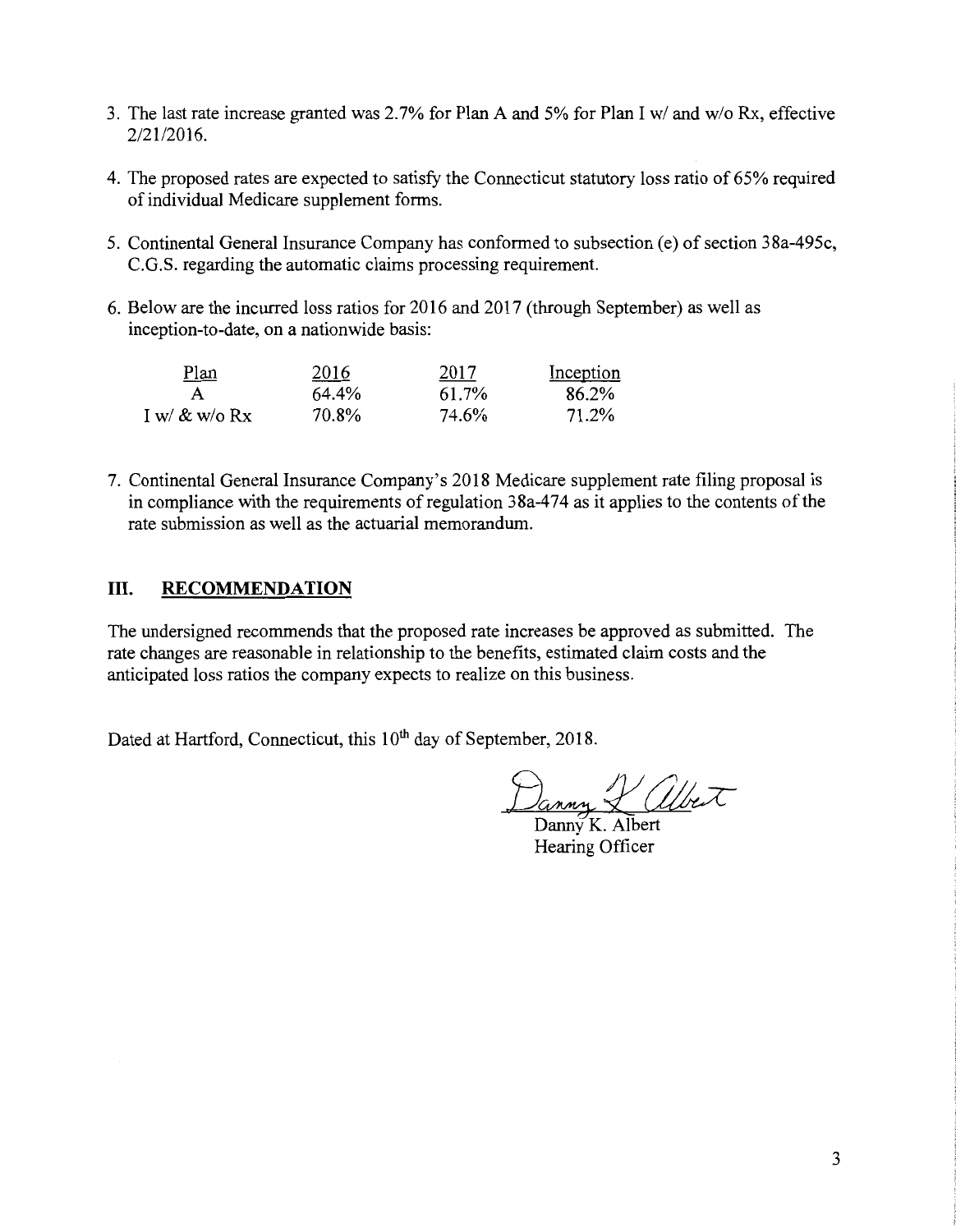3. The last rate increase granted was 2.7% for Plan A and 5% for Plan I w/ and w/o Rx, effective 2/21/2016.

4. The proposed rates are expected to satisfy the Connecticut statutory loss ratio of 65% required of individual Medicare supplement forms.

5. Continental General Insurance Company has conformed to subsection (e) of section 38a-495c, C.G.S. regarding the automatic claims processing requirement.

6. Below are the incurred loss ratios for 2016 and 2017 (through September) as well as inception-to-date, on a nationwide basis:

| Plan | 2016 | 2017 | Inception |
|---|---|---|---|
| A | 64.4% | 61.7% | 86.2% |
| I w/ & w/o Rx | 70.8% | 74.6% | 71.2% |

7. Continental General Insurance Company's 2018 Medicare supplement rate filing proposal is in compliance with the requirements of regulation 38a-474 as it applies to the contents of the rate submission as well as the actuarial memorandum.

## III. **RECOMMENDATION**

The undersigned recommends that the proposed rate increases be approved as submitted. The rate changes are reasonable in relationship to the benefits, estimated claim costs and the anticipated loss ratios the company expects to realize on this business.

Dated at Hartford, Connecticut, this 10th day of September, 2018.

Danny K. Albert
Hearing Officer